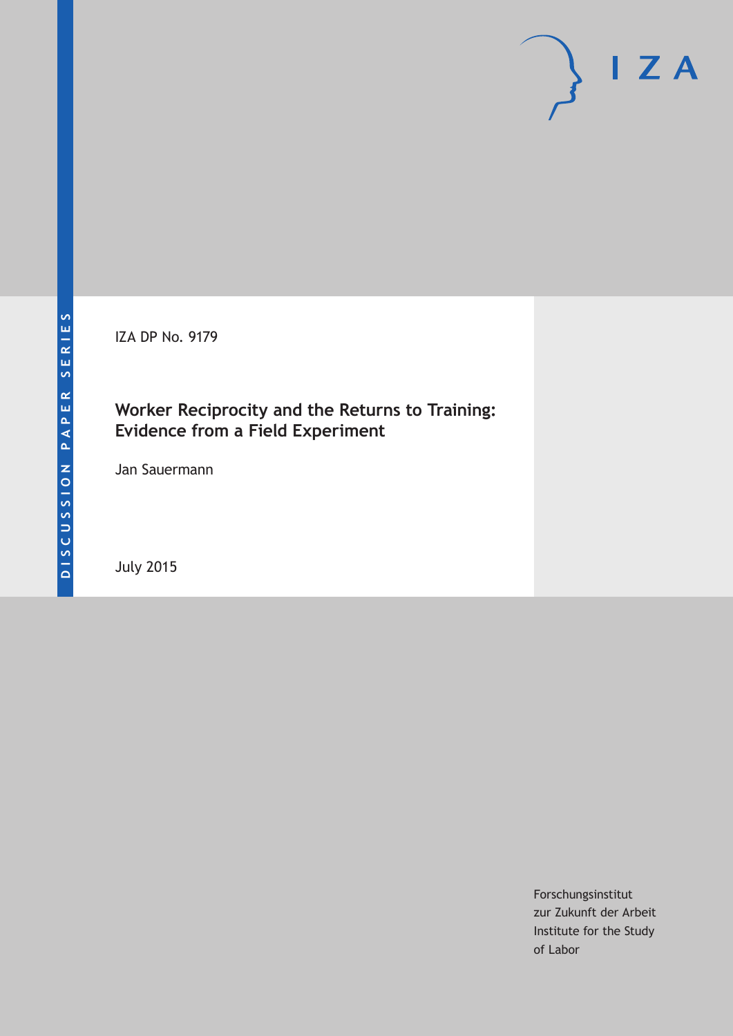DISCUSSION PAPER SERIES

IZA DP No. 9179

# Worker Reciprocity and the Returns to Training: Evidence from a Field Experiment

Jan Sauermann

July 2015

Forschungsinstitut
zur Zukunft der Arbeit
Institute for the Study
of Labor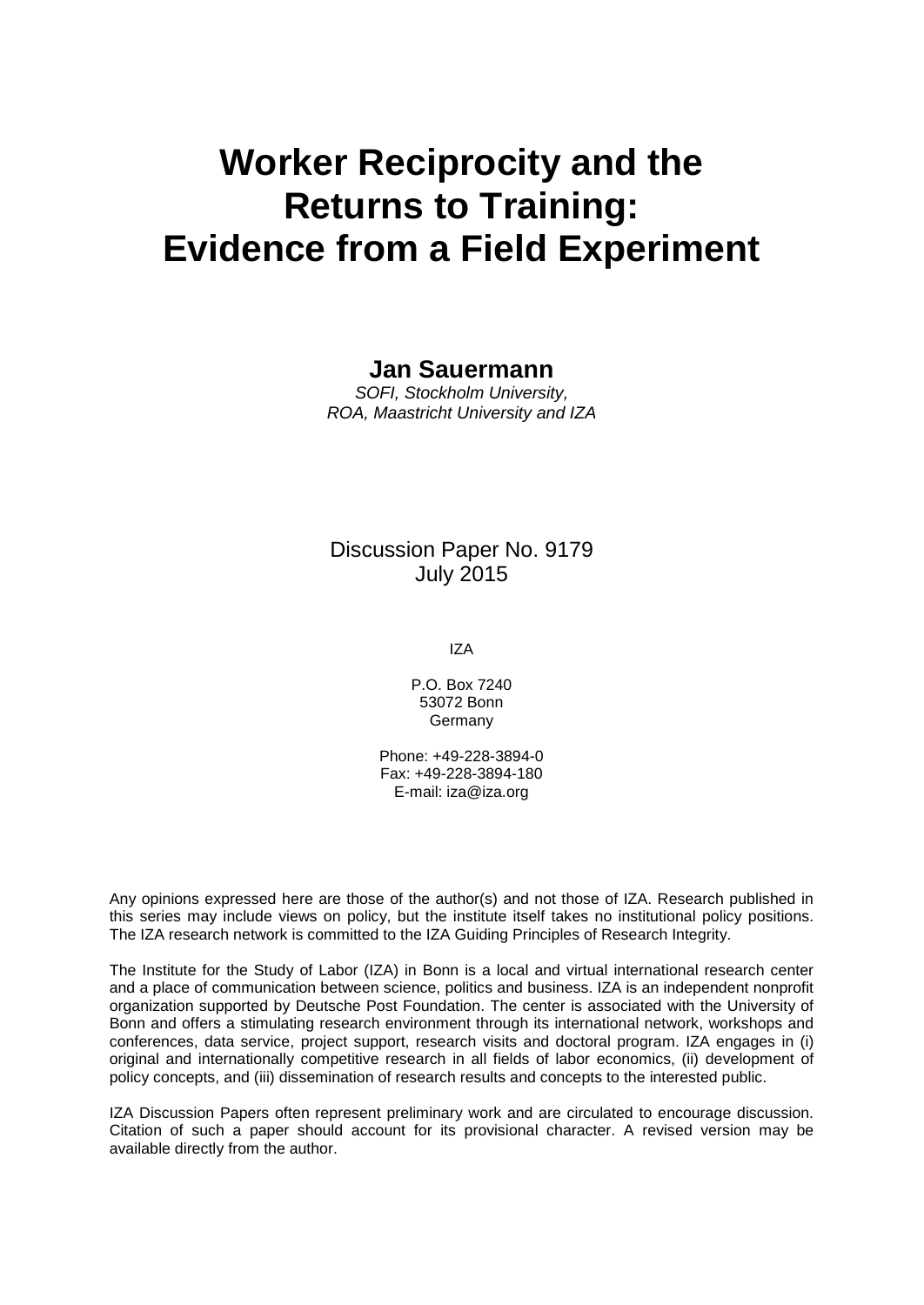# Worker Reciprocity and the Returns to Training: Evidence from a Field Experiment

**Jan Sauermann**

*SOFI, Stockholm University, ROA, Maastricht University and IZA*

Discussion Paper No. 9179
July 2015

IZA

P.O. Box 7240
53072 Bonn
Germany

Phone: +49-228-3894-0
Fax: +49-228-3894-180
E-mail: iza@iza.org

Any opinions expressed here are those of the author(s) and not those of IZA. Research published in this series may include views on policy, but the institute itself takes no institutional policy positions. The IZA research network is committed to the IZA Guiding Principles of Research Integrity.

The Institute for the Study of Labor (IZA) in Bonn is a local and virtual international research center and a place of communication between science, politics and business. IZA is an independent nonprofit organization supported by Deutsche Post Foundation. The center is associated with the University of Bonn and offers a stimulating research environment through its international network, workshops and conferences, data service, project support, research visits and doctoral program. IZA engages in (i) original and internationally competitive research in all fields of labor economics, (ii) development of policy concepts, and (iii) dissemination of research results and concepts to the interested public.

IZA Discussion Papers often represent preliminary work and are circulated to encourage discussion. Citation of such a paper should account for its provisional character. A revised version may be available directly from the author.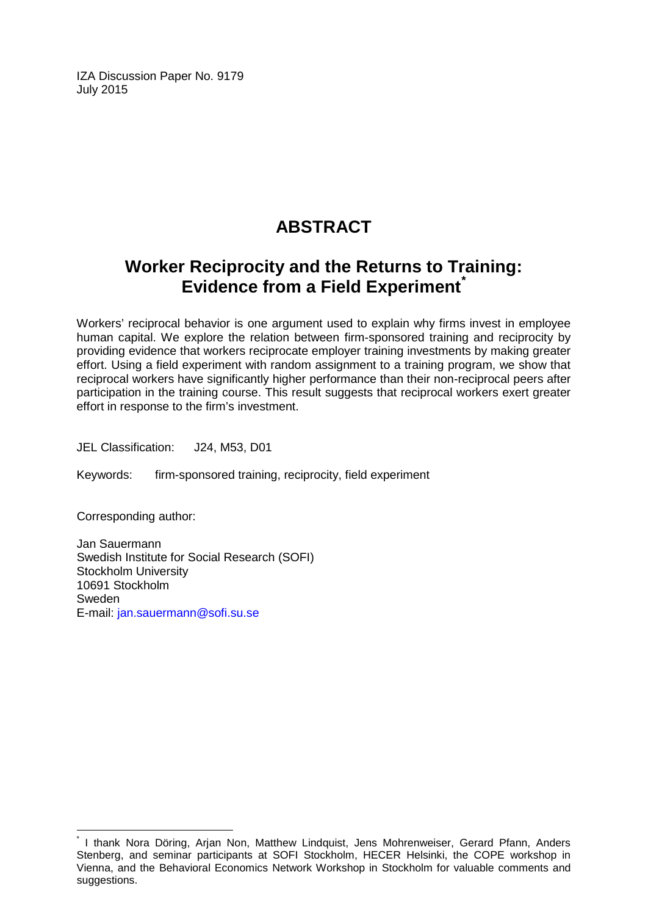IZA Discussion Paper No. 9179
July 2015

# ABSTRACT

## Worker Reciprocity and the Returns to Training: Evidence from a Field Experiment[*]

Workers' reciprocal behavior is one argument used to explain why firms invest in employee human capital. We explore the relation between firm-sponsored training and reciprocity by providing evidence that workers reciprocate employer training investments by making greater effort. Using a field experiment with random assignment to a training program, we show that reciprocal workers have significantly higher performance than their non-reciprocal peers after participation in the training course. This result suggests that reciprocal workers exert greater effort in response to the firm's investment.

JEL Classification: J24, M53, D01

Keywords: firm-sponsored training, reciprocity, field experiment

Corresponding author:

Jan Sauermann
Swedish Institute for Social Research (SOFI)
Stockholm University
10691 Stockholm
Sweden
E-mail: jan.sauermann@sofi.su.se

---

[*] I thank Nora Döring, Arjan Non, Matthew Lindquist, Jens Mohrenweiser, Gerard Pfann, Anders Stenberg, and seminar participants at SOFI Stockholm, HECER Helsinki, the COPE workshop in Vienna, and the Behavioral Economics Network Workshop in Stockholm for valuable comments and suggestions.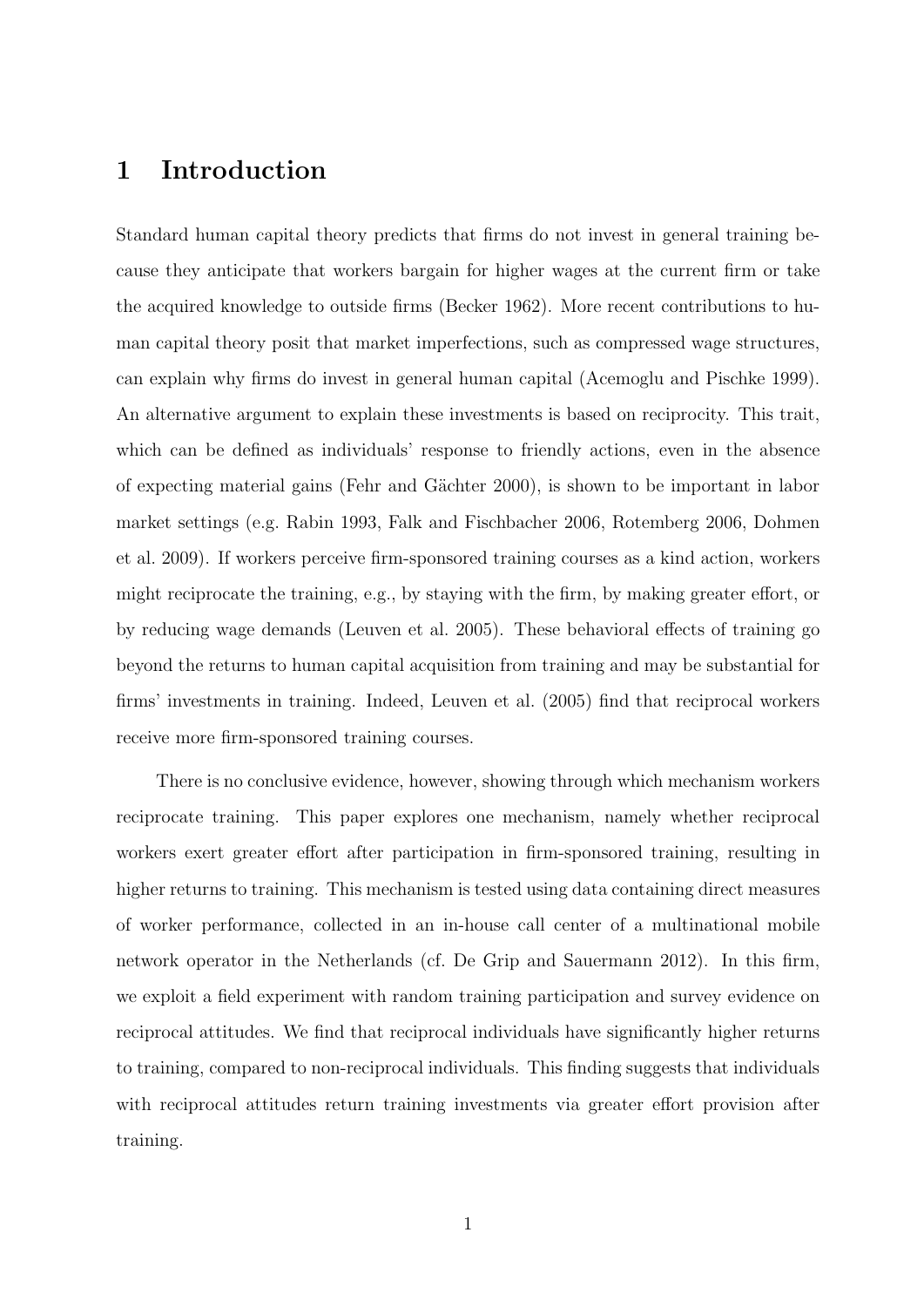# 1 Introduction

Standard human capital theory predicts that firms do not invest in general training because they anticipate that workers bargain for higher wages at the current firm or take the acquired knowledge to outside firms (Becker 1962). More recent contributions to human capital theory posit that market imperfections, such as compressed wage structures, can explain why firms do invest in general human capital (Acemoglu and Pischke 1999). An alternative argument to explain these investments is based on reciprocity. This trait, which can be defined as individuals' response to friendly actions, even in the absence of expecting material gains (Fehr and Gächter 2000), is shown to be important in labor market settings (e.g. Rabin 1993, Falk and Fischbacher 2006, Rotemberg 2006, Dohmen et al. 2009). If workers perceive firm-sponsored training courses as a kind action, workers might reciprocate the training, e.g., by staying with the firm, by making greater effort, or by reducing wage demands (Leuven et al. 2005). These behavioral effects of training go beyond the returns to human capital acquisition from training and may be substantial for firms' investments in training. Indeed, Leuven et al. (2005) find that reciprocal workers receive more firm-sponsored training courses.

There is no conclusive evidence, however, showing through which mechanism workers reciprocate training. This paper explores one mechanism, namely whether reciprocal workers exert greater effort after participation in firm-sponsored training, resulting in higher returns to training. This mechanism is tested using data containing direct measures of worker performance, collected in an in-house call center of a multinational mobile network operator in the Netherlands (cf. De Grip and Sauermann 2012). In this firm, we exploit a field experiment with random training participation and survey evidence on reciprocal attitudes. We find that reciprocal individuals have significantly higher returns to training, compared to non-reciprocal individuals. This finding suggests that individuals with reciprocal attitudes return training investments via greater effort provision after training.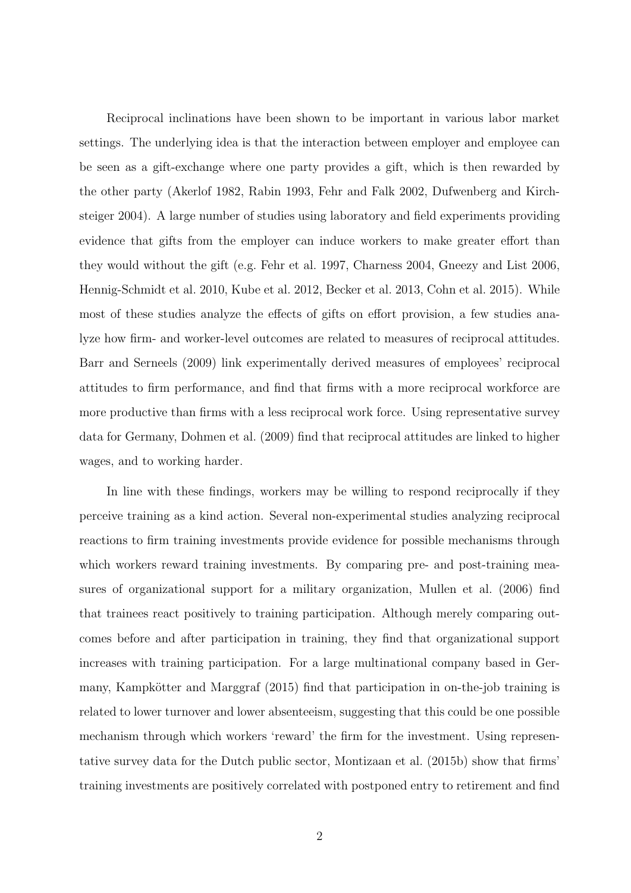Reciprocal inclinations have been shown to be important in various labor market settings. The underlying idea is that the interaction between employer and employee can be seen as a gift-exchange where one party provides a gift, which is then rewarded by the other party (Akerlof 1982, Rabin 1993, Fehr and Falk 2002, Dufwenberg and Kirchsteiger 2004). A large number of studies using laboratory and field experiments providing evidence that gifts from the employer can induce workers to make greater effort than they would without the gift (e.g. Fehr et al. 1997, Charness 2004, Gneezy and List 2006, Hennig-Schmidt et al. 2010, Kube et al. 2012, Becker et al. 2013, Cohn et al. 2015). While most of these studies analyze the effects of gifts on effort provision, a few studies analyze how firm- and worker-level outcomes are related to measures of reciprocal attitudes. Barr and Serneels (2009) link experimentally derived measures of employees' reciprocal attitudes to firm performance, and find that firms with a more reciprocal workforce are more productive than firms with a less reciprocal work force. Using representative survey data for Germany, Dohmen et al. (2009) find that reciprocal attitudes are linked to higher wages, and to working harder.

In line with these findings, workers may be willing to respond reciprocally if they perceive training as a kind action. Several non-experimental studies analyzing reciprocal reactions to firm training investments provide evidence for possible mechanisms through which workers reward training investments. By comparing pre- and post-training measures of organizational support for a military organization, Mullen et al. (2006) find that trainees react positively to training participation. Although merely comparing outcomes before and after participation in training, they find that organizational support increases with training participation. For a large multinational company based in Germany, Kampkötter and Marggraf (2015) find that participation in on-the-job training is related to lower turnover and lower absenteeism, suggesting that this could be one possible mechanism through which workers 'reward' the firm for the investment. Using representative survey data for the Dutch public sector, Montizaan et al. (2015b) show that firms' training investments are positively correlated with postponed entry to retirement and find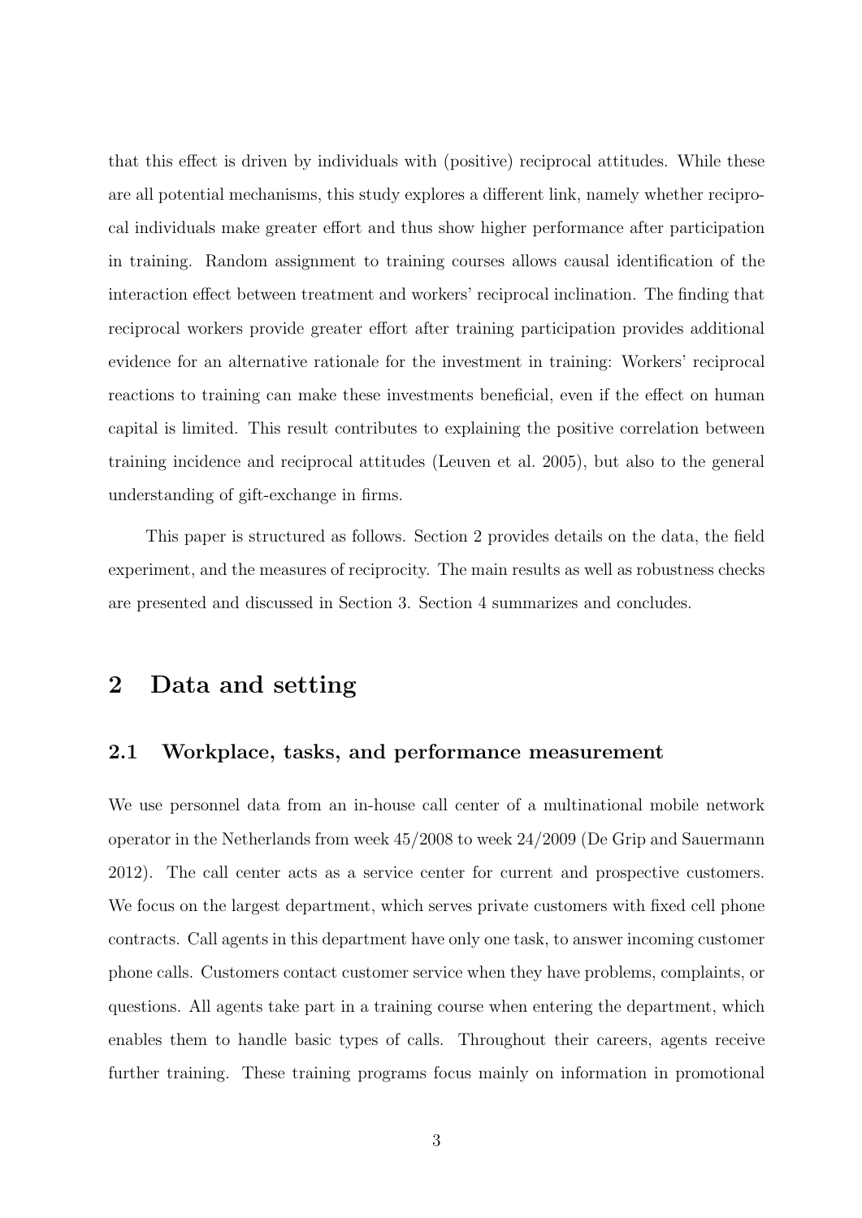that this effect is driven by individuals with (positive) reciprocal attitudes. While these are all potential mechanisms, this study explores a different link, namely whether reciprocal individuals make greater effort and thus show higher performance after participation in training. Random assignment to training courses allows causal identification of the interaction effect between treatment and workers' reciprocal inclination. The finding that reciprocal workers provide greater effort after training participation provides additional evidence for an alternative rationale for the investment in training: Workers' reciprocal reactions to training can make these investments beneficial, even if the effect on human capital is limited. This result contributes to explaining the positive correlation between training incidence and reciprocal attitudes (Leuven et al. 2005), but also to the general understanding of gift-exchange in firms.

This paper is structured as follows. Section 2 provides details on the data, the field experiment, and the measures of reciprocity. The main results as well as robustness checks are presented and discussed in Section 3. Section 4 summarizes and concludes.

## 2 Data and setting

### 2.1 Workplace, tasks, and performance measurement

We use personnel data from an in-house call center of a multinational mobile network operator in the Netherlands from week 45/2008 to week 24/2009 (De Grip and Sauermann 2012). The call center acts as a service center for current and prospective customers. We focus on the largest department, which serves private customers with fixed cell phone contracts. Call agents in this department have only one task, to answer incoming customer phone calls. Customers contact customer service when they have problems, complaints, or questions. All agents take part in a training course when entering the department, which enables them to handle basic types of calls. Throughout their careers, agents receive further training. These training programs focus mainly on information in promotional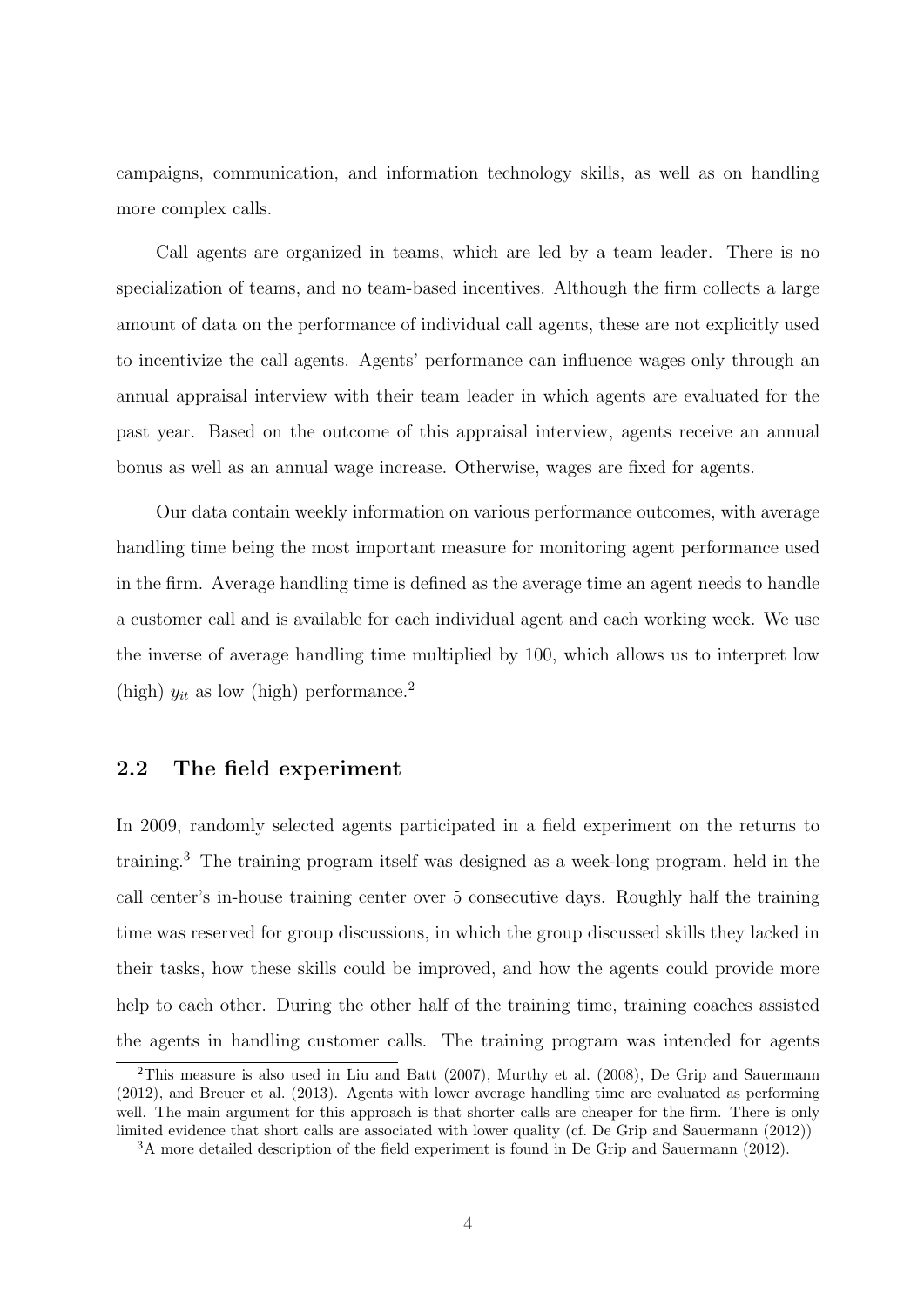campaigns, communication, and information technology skills, as well as on handling more complex calls.

Call agents are organized in teams, which are led by a team leader. There is no specialization of teams, and no team-based incentives. Although the firm collects a large amount of data on the performance of individual call agents, these are not explicitly used to incentivize the call agents. Agents' performance can influence wages only through an annual appraisal interview with their team leader in which agents are evaluated for the past year. Based on the outcome of this appraisal interview, agents receive an annual bonus as well as an annual wage increase. Otherwise, wages are fixed for agents.

Our data contain weekly information on various performance outcomes, with average handling time being the most important measure for monitoring agent performance used in the firm. Average handling time is defined as the average time an agent needs to handle a customer call and is available for each individual agent and each working week. We use the inverse of average handling time multiplied by 100, which allows us to interpret low (high) $y_{it}$ as low (high) performance.[2]

## 2.2 The field experiment

In 2009, randomly selected agents participated in a field experiment on the returns to training.[3] The training program itself was designed as a week-long program, held in the call center's in-house training center over 5 consecutive days. Roughly half the training time was reserved for group discussions, in which the group discussed skills they lacked in their tasks, how these skills could be improved, and how the agents could provide more help to each other. During the other half of the training time, training coaches assisted the agents in handling customer calls. The training program was intended for agents

[2] This measure is also used in Liu and Batt (2007), Murthy et al. (2008), De Grip and Sauermann (2012), and Breuer et al. (2013). Agents with lower average handling time are evaluated as performing well. The main argument for this approach is that shorter calls are cheaper for the firm. There is only limited evidence that short calls are associated with lower quality (cf. De Grip and Sauermann (2012))

[3] A more detailed description of the field experiment is found in De Grip and Sauermann (2012).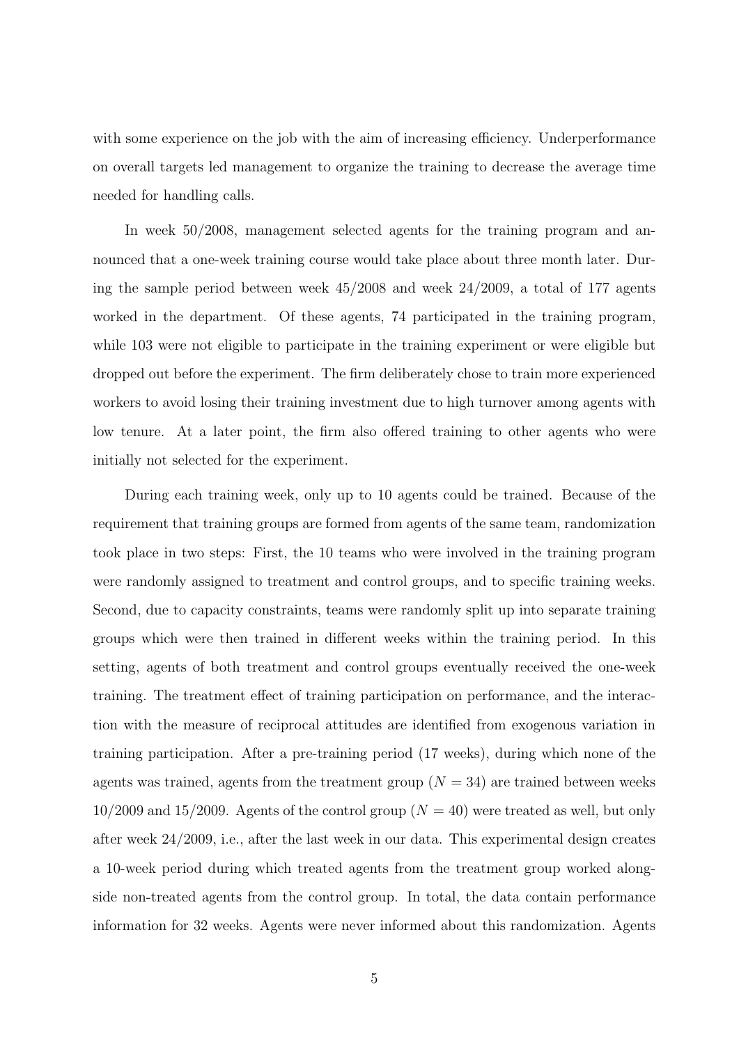with some experience on the job with the aim of increasing efficiency. Underperformance on overall targets led management to organize the training to decrease the average time needed for handling calls.

In week 50/2008, management selected agents for the training program and announced that a one-week training course would take place about three month later. During the sample period between week 45/2008 and week 24/2009, a total of 177 agents worked in the department. Of these agents, 74 participated in the training program, while 103 were not eligible to participate in the training experiment or were eligible but dropped out before the experiment. The firm deliberately chose to train more experienced workers to avoid losing their training investment due to high turnover among agents with low tenure. At a later point, the firm also offered training to other agents who were initially not selected for the experiment.

During each training week, only up to 10 agents could be trained. Because of the requirement that training groups are formed from agents of the same team, randomization took place in two steps: First, the 10 teams who were involved in the training program were randomly assigned to treatment and control groups, and to specific training weeks. Second, due to capacity constraints, teams were randomly split up into separate training groups which were then trained in different weeks within the training period. In this setting, agents of both treatment and control groups eventually received the one-week training. The treatment effect of training participation on performance, and the interaction with the measure of reciprocal attitudes are identified from exogenous variation in training participation. After a pre-training period (17 weeks), during which none of the agents was trained, agents from the treatment group ($N = 34$) are trained between weeks 10/2009 and 15/2009. Agents of the control group ($N = 40$) were treated as well, but only after week 24/2009, i.e., after the last week in our data. This experimental design creates a 10-week period during which treated agents from the treatment group worked alongside non-treated agents from the control group. In total, the data contain performance information for 32 weeks. Agents were never informed about this randomization. Agents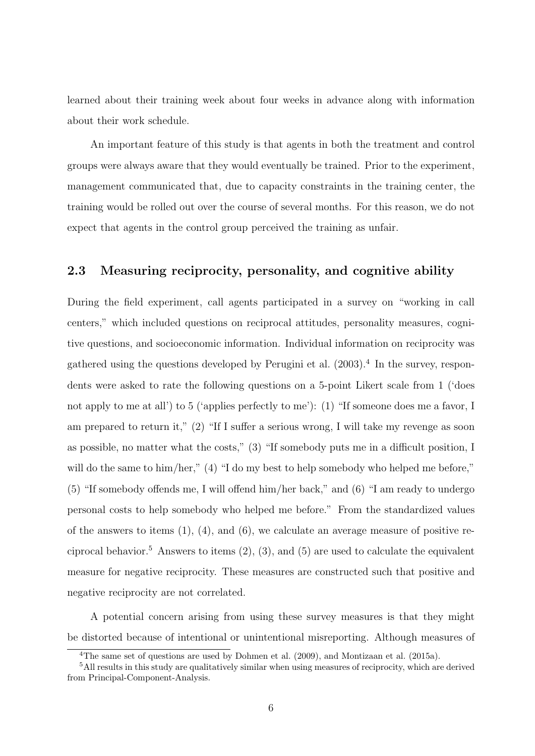learned about their training week about four weeks in advance along with information about their work schedule.

An important feature of this study is that agents in both the treatment and control groups were always aware that they would eventually be trained. Prior to the experiment, management communicated that, due to capacity constraints in the training center, the training would be rolled out over the course of several months. For this reason, we do not expect that agents in the control group perceived the training as unfair.

## 2.3 Measuring reciprocity, personality, and cognitive ability

During the field experiment, call agents participated in a survey on "working in call centers," which included questions on reciprocal attitudes, personality measures, cognitive questions, and socioeconomic information. Individual information on reciprocity was gathered using the questions developed by Perugini et al. (2003).[4] In the survey, respondents were asked to rate the following questions on a 5-point Likert scale from 1 ('does not apply to me at all') to 5 ('applies perfectly to me'): (1) "If someone does me a favor, I am prepared to return it," (2) "If I suffer a serious wrong, I will take my revenge as soon as possible, no matter what the costs," (3) "If somebody puts me in a difficult position, I will do the same to him/her," (4) "I do my best to help somebody who helped me before," (5) "If somebody offends me, I will offend him/her back," and (6) "I am ready to undergo personal costs to help somebody who helped me before." From the standardized values of the answers to items (1), (4), and (6), we calculate an average measure of positive reciprocal behavior.[5] Answers to items (2), (3), and (5) are used to calculate the equivalent measure for negative reciprocity. These measures are constructed such that positive and negative reciprocity are not correlated.

A potential concern arising from using these survey measures is that they might be distorted because of intentional or unintentional misreporting. Although measures of

[4] The same set of questions are used by Dohmen et al. (2009), and Montizaan et al. (2015a).

[5] All results in this study are qualitatively similar when using measures of reciprocity, which are derived from Principal-Component-Analysis.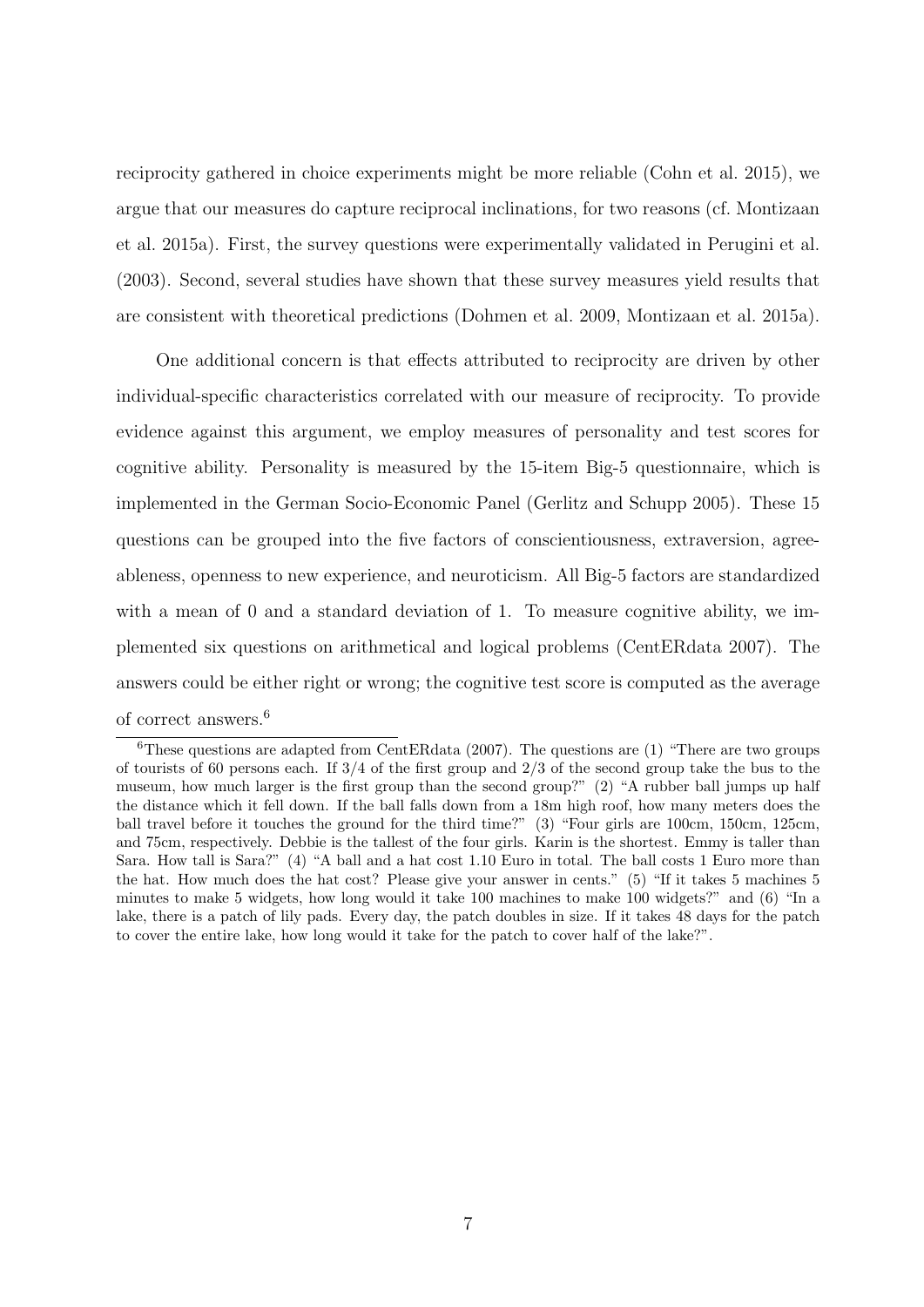reciprocity gathered in choice experiments might be more reliable (Cohn et al. 2015), we argue that our measures do capture reciprocal inclinations, for two reasons (cf. Montizaan et al. 2015a). First, the survey questions were experimentally validated in Perugini et al. (2003). Second, several studies have shown that these survey measures yield results that are consistent with theoretical predictions (Dohmen et al. 2009, Montizaan et al. 2015a).

One additional concern is that effects attributed to reciprocity are driven by other individual-specific characteristics correlated with our measure of reciprocity. To provide evidence against this argument, we employ measures of personality and test scores for cognitive ability. Personality is measured by the 15-item Big-5 questionnaire, which is implemented in the German Socio-Economic Panel (Gerlitz and Schupp 2005). These 15 questions can be grouped into the five factors of conscientiousness, extraversion, agreeableness, openness to new experience, and neuroticism. All Big-5 factors are standardized with a mean of 0 and a standard deviation of 1. To measure cognitive ability, we implemented six questions on arithmetical and logical problems (CentERdata 2007). The answers could be either right or wrong; the cognitive test score is computed as the average of correct answers.[6]

[6] These questions are adapted from CentERdata (2007). The questions are (1) "There are two groups of tourists of 60 persons each. If 3/4 of the first group and 2/3 of the second group take the bus to the museum, how much larger is the first group than the second group?" (2) "A rubber ball jumps up half the distance which it fell down. If the ball falls down from a 18m high roof, how many meters does the ball travel before it touches the ground for the third time?" (3) "Four girls are 100cm, 150cm, 125cm, and 75cm, respectively. Debbie is the tallest of the four girls. Karin is the shortest. Emmy is taller than Sara. How tall is Sara?" (4) "A ball and a hat cost 1.10 Euro in total. The ball costs 1 Euro more than the hat. How much does the hat cost? Please give your answer in cents." (5) "If it takes 5 machines 5 minutes to make 5 widgets, how long would it take 100 machines to make 100 widgets?" and (6) "In a lake, there is a patch of lily pads. Every day, the patch doubles in size. If it takes 48 days for the patch to cover the entire lake, how long would it take for the patch to cover half of the lake?".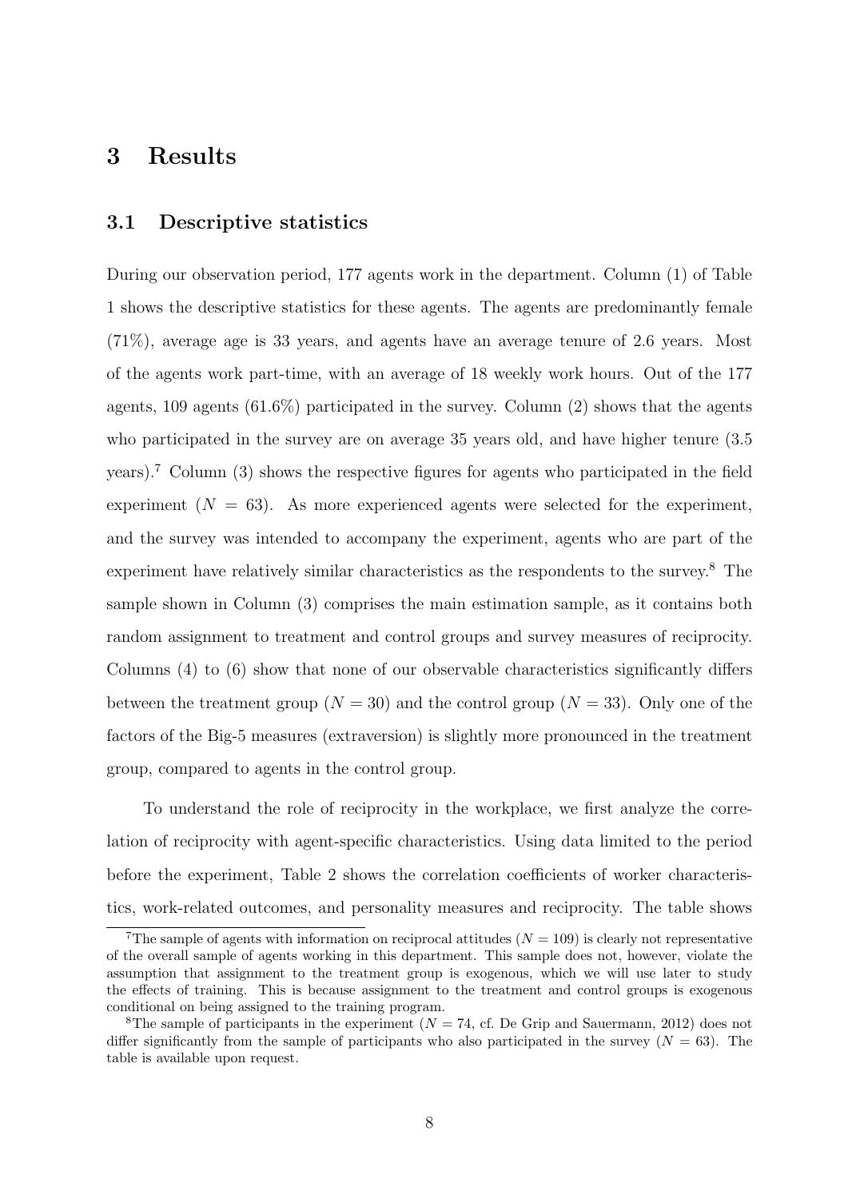# 3 Results

## 3.1 Descriptive statistics

During our observation period, 177 agents work in the department. Column (1) of Table 1 shows the descriptive statistics for these agents. The agents are predominantly female (71%), average age is 33 years, and agents have an average tenure of 2.6 years. Most of the agents work part-time, with an average of 18 weekly work hours. Out of the 177 agents, 109 agents (61.6%) participated in the survey. Column (2) shows that the agents who participated in the survey are on average 35 years old, and have higher tenure (3.5 years).[7] Column (3) shows the respective figures for agents who participated in the field experiment ($N = 63$). As more experienced agents were selected for the experiment, and the survey was intended to accompany the experiment, agents who are part of the experiment have relatively similar characteristics as the respondents to the survey.[8] The sample shown in Column (3) comprises the main estimation sample, as it contains both random assignment to treatment and control groups and survey measures of reciprocity. Columns (4) to (6) show that none of our observable characteristics significantly differs between the treatment group ($N = 30$) and the control group ($N = 33$). Only one of the factors of the Big-5 measures (extraversion) is slightly more pronounced in the treatment group, compared to agents in the control group.

To understand the role of reciprocity in the workplace, we first analyze the correlation of reciprocity with agent-specific characteristics. Using data limited to the period before the experiment, Table 2 shows the correlation coefficients of worker characteristics, work-related outcomes, and personality measures and reciprocity. The table shows

[7] The sample of agents with information on reciprocal attitudes ($N = 109$) is clearly not representative of the overall sample of agents working in this department. This sample does not, however, violate the assumption that assignment to the treatment group is exogenous, which we will use later to study the effects of training. This is because assignment to the treatment and control groups is exogenous conditional on being assigned to the training program.

[8] The sample of participants in the experiment ($N = 74$, cf. De Grip and Sauermann, 2012) does not differ significantly from the sample of participants who also participated in the survey ($N = 63$). The table is available upon request.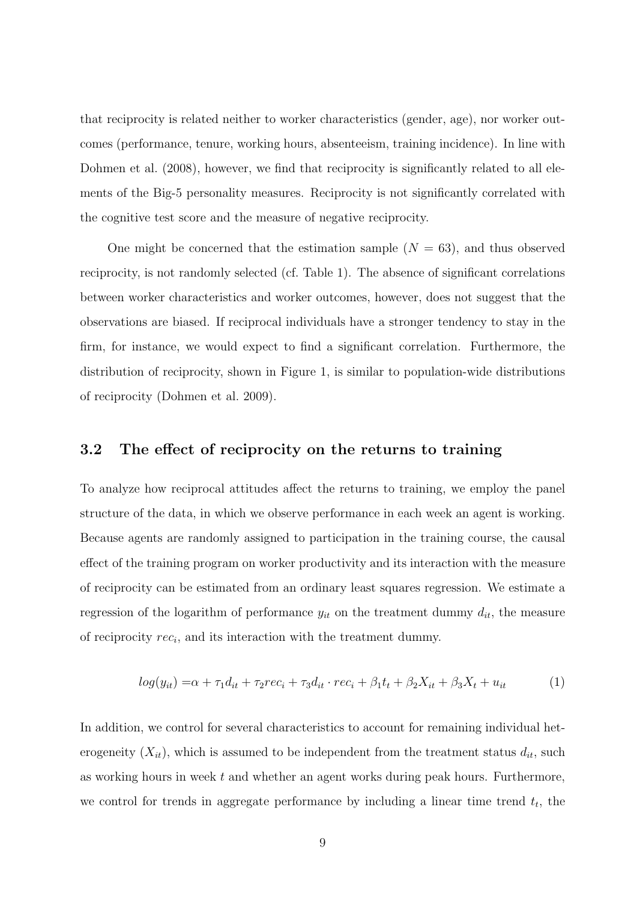that reciprocity is related neither to worker characteristics (gender, age), nor worker outcomes (performance, tenure, working hours, absenteeism, training incidence). In line with Dohmen et al. (2008), however, we find that reciprocity is significantly related to all elements of the Big-5 personality measures. Reciprocity is not significantly correlated with the cognitive test score and the measure of negative reciprocity.

One might be concerned that the estimation sample ($N = 63$), and thus observed reciprocity, is not randomly selected (cf. Table 1). The absence of significant correlations between worker characteristics and worker outcomes, however, does not suggest that the observations are biased. If reciprocal individuals have a stronger tendency to stay in the firm, for instance, we would expect to find a significant correlation. Furthermore, the distribution of reciprocity, shown in Figure 1, is similar to population-wide distributions of reciprocity (Dohmen et al. 2009).

## 3.2 The effect of reciprocity on the returns to training

To analyze how reciprocal attitudes affect the returns to training, we employ the panel structure of the data, in which we observe performance in each week an agent is working. Because agents are randomly assigned to participation in the training course, the causal effect of the training program on worker productivity and its interaction with the measure of reciprocity can be estimated from an ordinary least squares regression. We estimate a regression of the logarithm of performance $y_{it}$ on the treatment dummy $d_{it}$, the measure of reciprocity $rec_i$, and its interaction with the treatment dummy.

$$log(y_{it}) = \alpha + \tau_1 d_{it} + \tau_2 rec_i + \tau_3 d_{it} \cdot rec_i + \beta_1 t_t + \beta_2 X_{it} + \beta_3 X_t + u_{it} \tag{1}$$

In addition, we control for several characteristics to account for remaining individual heterogeneity ($X_{it}$), which is assumed to be independent from the treatment status $d_{it}$, such as working hours in week $t$ and whether an agent works during peak hours. Furthermore, we control for trends in aggregate performance by including a linear time trend $t_t$, the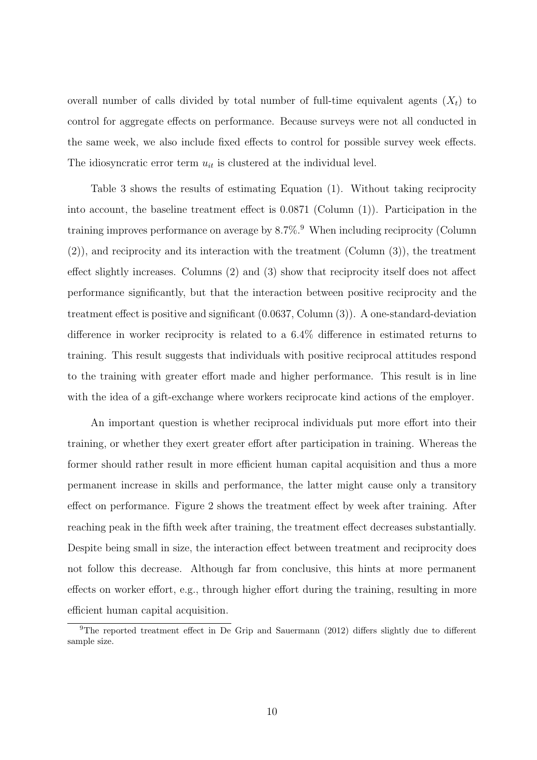overall number of calls divided by total number of full-time equivalent agents ($X_t$) to control for aggregate effects on performance. Because surveys were not all conducted in the same week, we also include fixed effects to control for possible survey week effects. The idiosyncratic error term $u_{it}$ is clustered at the individual level.

Table 3 shows the results of estimating Equation (1). Without taking reciprocity into account, the baseline treatment effect is 0.0871 (Column (1)). Participation in the training improves performance on average by 8.7%.[9] When including reciprocity (Column (2)), and reciprocity and its interaction with the treatment (Column (3)), the treatment effect slightly increases. Columns (2) and (3) show that reciprocity itself does not affect performance significantly, but that the interaction between positive reciprocity and the treatment effect is positive and significant (0.0637, Column (3)). A one-standard-deviation difference in worker reciprocity is related to a 6.4% difference in estimated returns to training. This result suggests that individuals with positive reciprocal attitudes respond to the training with greater effort made and higher performance. This result is in line with the idea of a gift-exchange where workers reciprocate kind actions of the employer.

An important question is whether reciprocal individuals put more effort into their training, or whether they exert greater effort after participation in training. Whereas the former should rather result in more efficient human capital acquisition and thus a more permanent increase in skills and performance, the latter might cause only a transitory effect on performance. Figure 2 shows the treatment effect by week after training. After reaching peak in the fifth week after training, the treatment effect decreases substantially. Despite being small in size, the interaction effect between treatment and reciprocity does not follow this decrease. Although far from conclusive, this hints at more permanent effects on worker effort, e.g., through higher effort during the training, resulting in more efficient human capital acquisition.

[9] The reported treatment effect in De Grip and Sauermann (2012) differs slightly due to different sample size.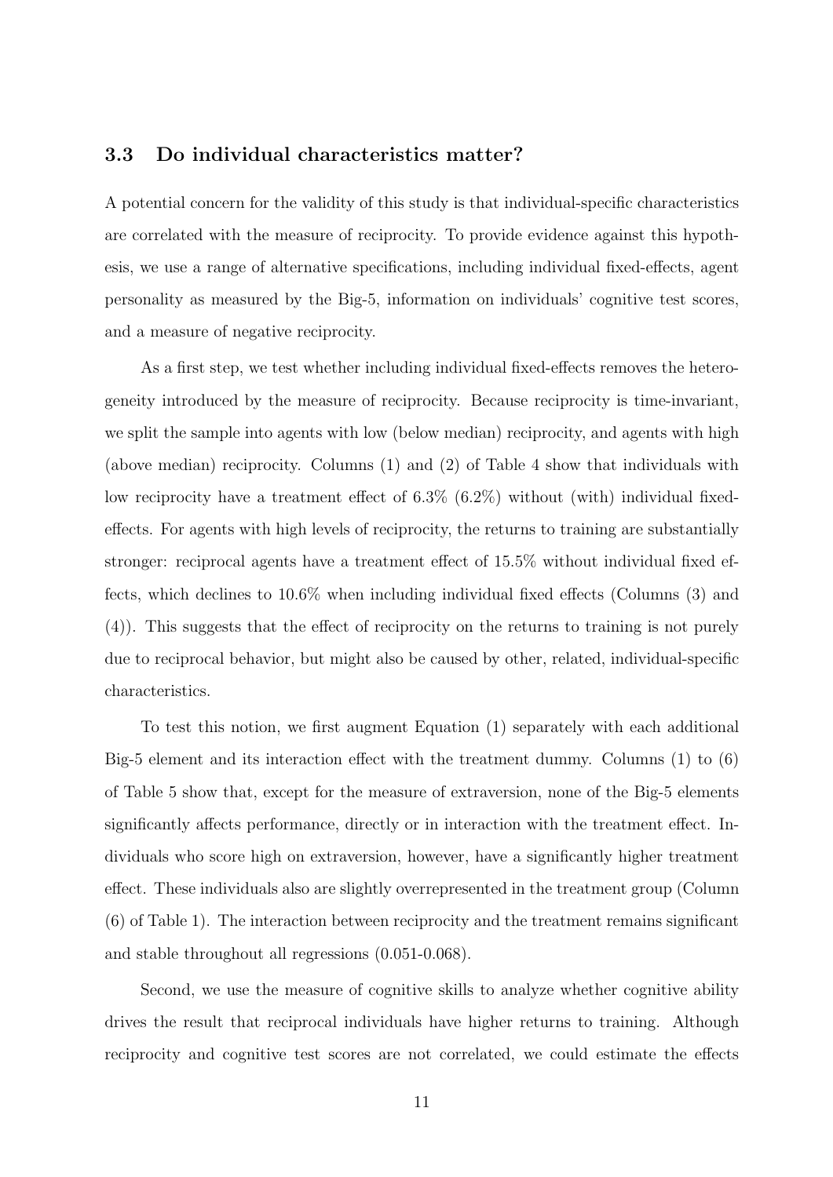### 3.3 Do individual characteristics matter?

A potential concern for the validity of this study is that individual-specific characteristics are correlated with the measure of reciprocity. To provide evidence against this hypothesis, we use a range of alternative specifications, including individual fixed-effects, agent personality as measured by the Big-5, information on individuals' cognitive test scores, and a measure of negative reciprocity.

As a first step, we test whether including individual fixed-effects removes the heterogeneity introduced by the measure of reciprocity. Because reciprocity is time-invariant, we split the sample into agents with low (below median) reciprocity, and agents with high (above median) reciprocity. Columns (1) and (2) of Table 4 show that individuals with low reciprocity have a treatment effect of 6.3% (6.2%) without (with) individual fixed-effects. For agents with high levels of reciprocity, the returns to training are substantially stronger: reciprocal agents have a treatment effect of 15.5% without individual fixed effects, which declines to 10.6% when including individual fixed effects (Columns (3) and (4)). This suggests that the effect of reciprocity on the returns to training is not purely due to reciprocal behavior, but might also be caused by other, related, individual-specific characteristics.

To test this notion, we first augment Equation (1) separately with each additional Big-5 element and its interaction effect with the treatment dummy. Columns (1) to (6) of Table 5 show that, except for the measure of extraversion, none of the Big-5 elements significantly affects performance, directly or in interaction with the treatment effect. Individuals who score high on extraversion, however, have a significantly higher treatment effect. These individuals also are slightly overrepresented in the treatment group (Column (6) of Table 1). The interaction between reciprocity and the treatment remains significant and stable throughout all regressions (0.051-0.068).

Second, we use the measure of cognitive skills to analyze whether cognitive ability drives the result that reciprocal individuals have higher returns to training. Although reciprocity and cognitive test scores are not correlated, we could estimate the effects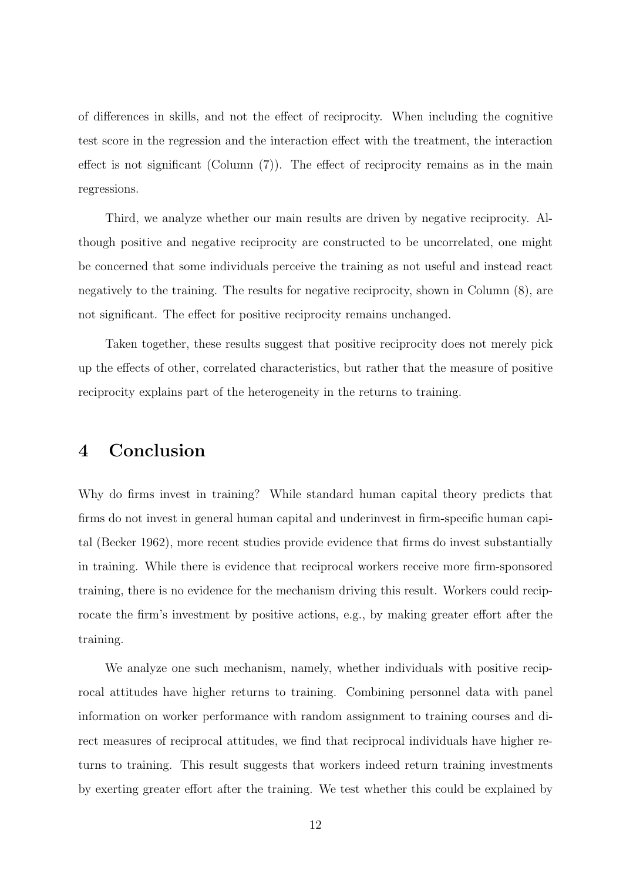of differences in skills, and not the effect of reciprocity. When including the cognitive test score in the regression and the interaction effect with the treatment, the interaction effect is not significant (Column (7)). The effect of reciprocity remains as in the main regressions.

Third, we analyze whether our main results are driven by negative reciprocity. Although positive and negative reciprocity are constructed to be uncorrelated, one might be concerned that some individuals perceive the training as not useful and instead react negatively to the training. The results for negative reciprocity, shown in Column (8), are not significant. The effect for positive reciprocity remains unchanged.

Taken together, these results suggest that positive reciprocity does not merely pick up the effects of other, correlated characteristics, but rather that the measure of positive reciprocity explains part of the heterogeneity in the returns to training.

# 4 Conclusion

Why do firms invest in training? While standard human capital theory predicts that firms do not invest in general human capital and underinvest in firm-specific human capital (Becker 1962), more recent studies provide evidence that firms do invest substantially in training. While there is evidence that reciprocal workers receive more firm-sponsored training, there is no evidence for the mechanism driving this result. Workers could reciprocate the firm's investment by positive actions, e.g., by making greater effort after the training.

We analyze one such mechanism, namely, whether individuals with positive reciprocal attitudes have higher returns to training. Combining personnel data with panel information on worker performance with random assignment to training courses and direct measures of reciprocal attitudes, we find that reciprocal individuals have higher returns to training. This result suggests that workers indeed return training investments by exerting greater effort after the training. We test whether this could be explained by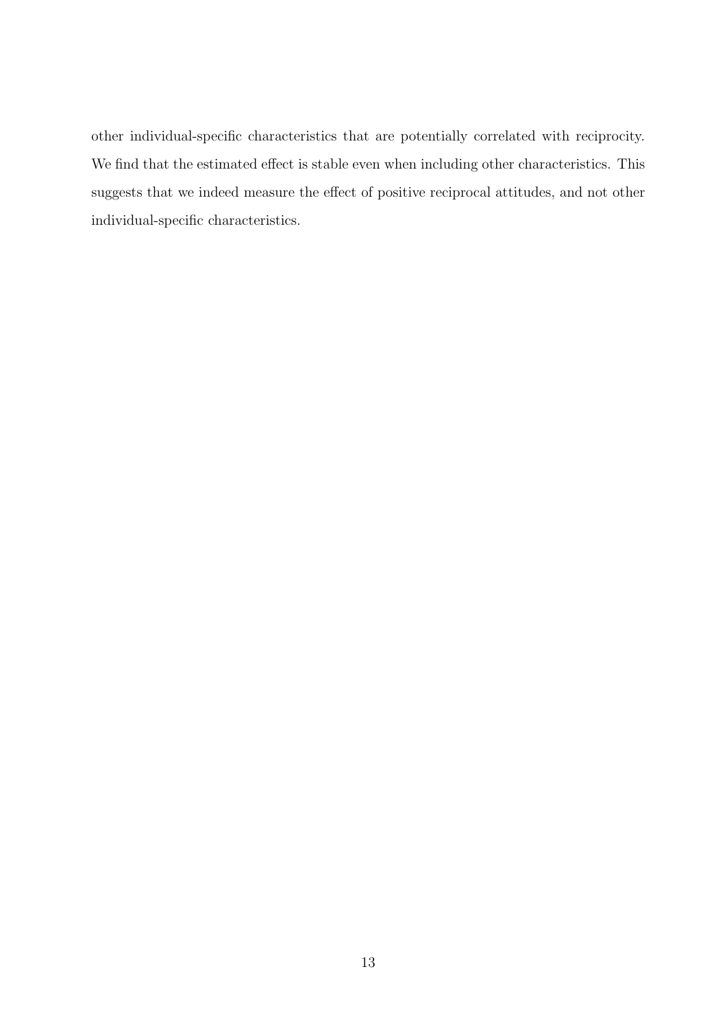other individual-specific characteristics that are potentially correlated with reciprocity. We find that the estimated effect is stable even when including other characteristics. This suggests that we indeed measure the effect of positive reciprocal attitudes, and not other individual-specific characteristics.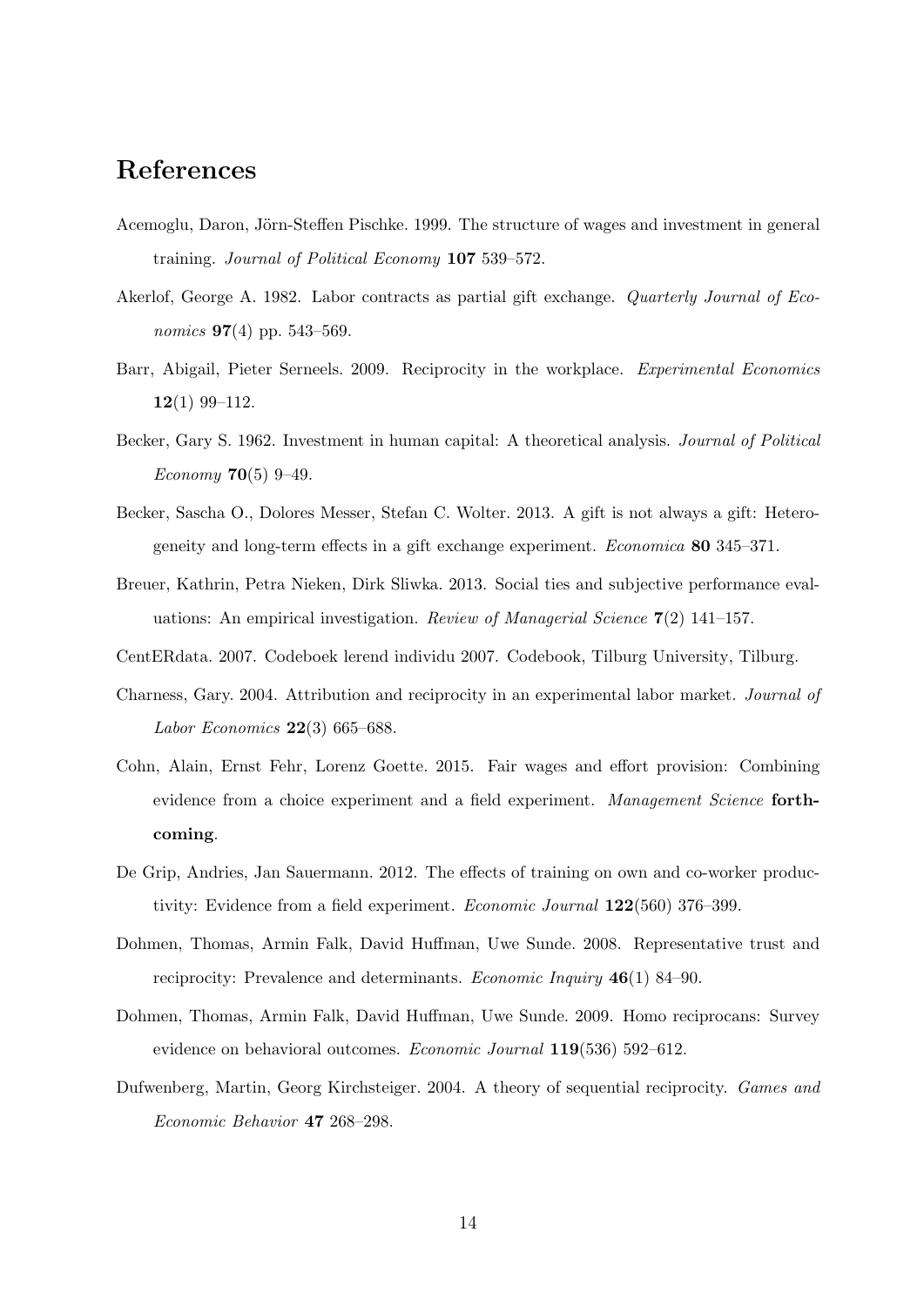# References

Acemoglu, Daron, Jörn-Steffen Pischke. 1999. The structure of wages and investment in general training. *Journal of Political Economy* **107** 539–572.

Akerlof, George A. 1982. Labor contracts as partial gift exchange. *Quarterly Journal of Economics* **97**(4) pp. 543–569.

Barr, Abigail, Pieter Serneels. 2009. Reciprocity in the workplace. *Experimental Economics* **12**(1) 99–112.

Becker, Gary S. 1962. Investment in human capital: A theoretical analysis. *Journal of Political Economy* **70**(5) 9–49.

Becker, Sascha O., Dolores Messer, Stefan C. Wolter. 2013. A gift is not always a gift: Heterogeneity and long-term effects in a gift exchange experiment. *Economica* **80** 345–371.

Breuer, Kathrin, Petra Nieken, Dirk Sliwka. 2013. Social ties and subjective performance evaluations: An empirical investigation. *Review of Managerial Science* **7**(2) 141–157.

CentERdata. 2007. Codeboek lerend individu 2007. Codebook, Tilburg University, Tilburg.

Charness, Gary. 2004. Attribution and reciprocity in an experimental labor market. *Journal of Labor Economics* **22**(3) 665–688.

Cohn, Alain, Ernst Fehr, Lorenz Goette. 2015. Fair wages and effort provision: Combining evidence from a choice experiment and a field experiment. *Management Science* **forthcoming**.

De Grip, Andries, Jan Sauermann. 2012. The effects of training on own and co-worker productivity: Evidence from a field experiment. *Economic Journal* **122**(560) 376–399.

Dohmen, Thomas, Armin Falk, David Huffman, Uwe Sunde. 2008. Representative trust and reciprocity: Prevalence and determinants. *Economic Inquiry* **46**(1) 84–90.

Dohmen, Thomas, Armin Falk, David Huffman, Uwe Sunde. 2009. Homo reciprocans: Survey evidence on behavioral outcomes. *Economic Journal* **119**(536) 592–612.

Dufwenberg, Martin, Georg Kirchsteiger. 2004. A theory of sequential reciprocity. *Games and Economic Behavior* **47** 268–298.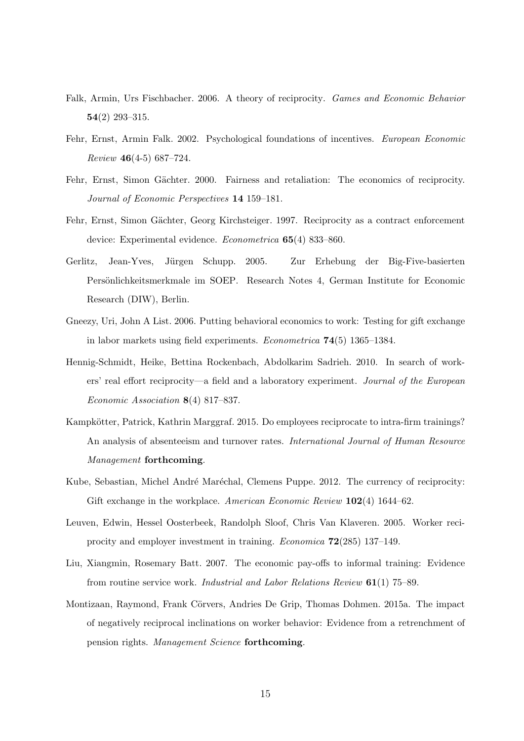Falk, Armin, Urs Fischbacher. 2006. A theory of reciprocity. *Games and Economic Behavior* **54**(2) 293–315.

Fehr, Ernst, Armin Falk. 2002. Psychological foundations of incentives. *European Economic Review* **46**(4-5) 687–724.

Fehr, Ernst, Simon Gächter. 2000. Fairness and retaliation: The economics of reciprocity. *Journal of Economic Perspectives* **14** 159–181.

Fehr, Ernst, Simon Gächter, Georg Kirchsteiger. 1997. Reciprocity as a contract enforcement device: Experimental evidence. *Econometrica* **65**(4) 833–860.

Gerlitz, Jean-Yves, Jürgen Schupp. 2005. Zur Erhebung der Big-Five-basierten Persönlichkeitsmerkmale im SOEP. Research Notes 4, German Institute for Economic Research (DIW), Berlin.

Gneezy, Uri, John A List. 2006. Putting behavioral economics to work: Testing for gift exchange in labor markets using field experiments. *Econometrica* **74**(5) 1365–1384.

Hennig-Schmidt, Heike, Bettina Rockenbach, Abdolkarim Sadrieh. 2010. In search of workers' real effort reciprocity—a field and a laboratory experiment. *Journal of the European Economic Association* **8**(4) 817–837.

Kampkötter, Patrick, Kathrin Marggraf. 2015. Do employees reciprocate to intra-firm trainings? An analysis of absenteeism and turnover rates. *International Journal of Human Resource Management* **forthcoming**.

Kube, Sebastian, Michel André Maréchal, Clemens Puppe. 2012. The currency of reciprocity: Gift exchange in the workplace. *American Economic Review* **102**(4) 1644–62.

Leuven, Edwin, Hessel Oosterbeek, Randolph Sloof, Chris Van Klaveren. 2005. Worker reciprocity and employer investment in training. *Economica* **72**(285) 137–149.

Liu, Xiangmin, Rosemary Batt. 2007. The economic pay-offs to informal training: Evidence from routine service work. *Industrial and Labor Relations Review* **61**(1) 75–89.

Montizaan, Raymond, Frank Cörvers, Andries De Grip, Thomas Dohmen. 2015a. The impact of negatively reciprocal inclinations on worker behavior: Evidence from a retrenchment of pension rights. *Management Science* **forthcoming**.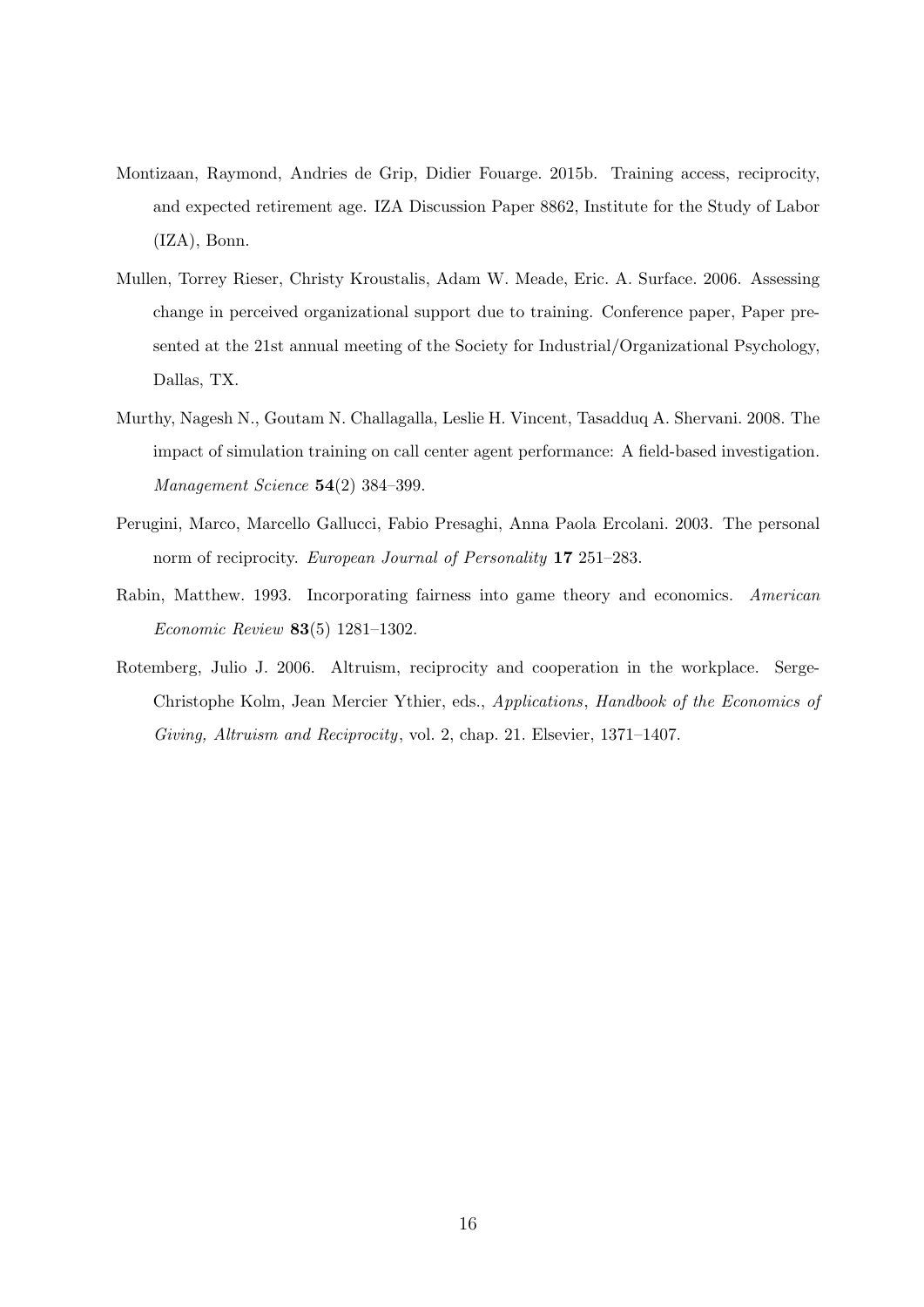Montizaan, Raymond, Andries de Grip, Didier Fouarge. 2015b. Training access, reciprocity, and expected retirement age. IZA Discussion Paper 8862, Institute for the Study of Labor (IZA), Bonn.

Mullen, Torrey Rieser, Christy Kroustalis, Adam W. Meade, Eric. A. Surface. 2006. Assessing change in perceived organizational support due to training. Conference paper, Paper presented at the 21st annual meeting of the Society for Industrial/Organizational Psychology, Dallas, TX.

Murthy, Nagesh N., Goutam N. Challagalla, Leslie H. Vincent, Tasadduq A. Shervani. 2008. The impact of simulation training on call center agent performance: A field-based investigation. *Management Science* **54**(2) 384–399.

Perugini, Marco, Marcello Gallucci, Fabio Presaghi, Anna Paola Ercolani. 2003. The personal norm of reciprocity. *European Journal of Personality* **17** 251–283.

Rabin, Matthew. 1993. Incorporating fairness into game theory and economics. *American Economic Review* **83**(5) 1281–1302.

Rotemberg, Julio J. 2006. Altruism, reciprocity and cooperation in the workplace. Serge-Christophe Kolm, Jean Mercier Ythier, eds., *Applications*, *Handbook of the Economics of Giving, Altruism and Reciprocity*, vol. 2, chap. 21. Elsevier, 1371–1407.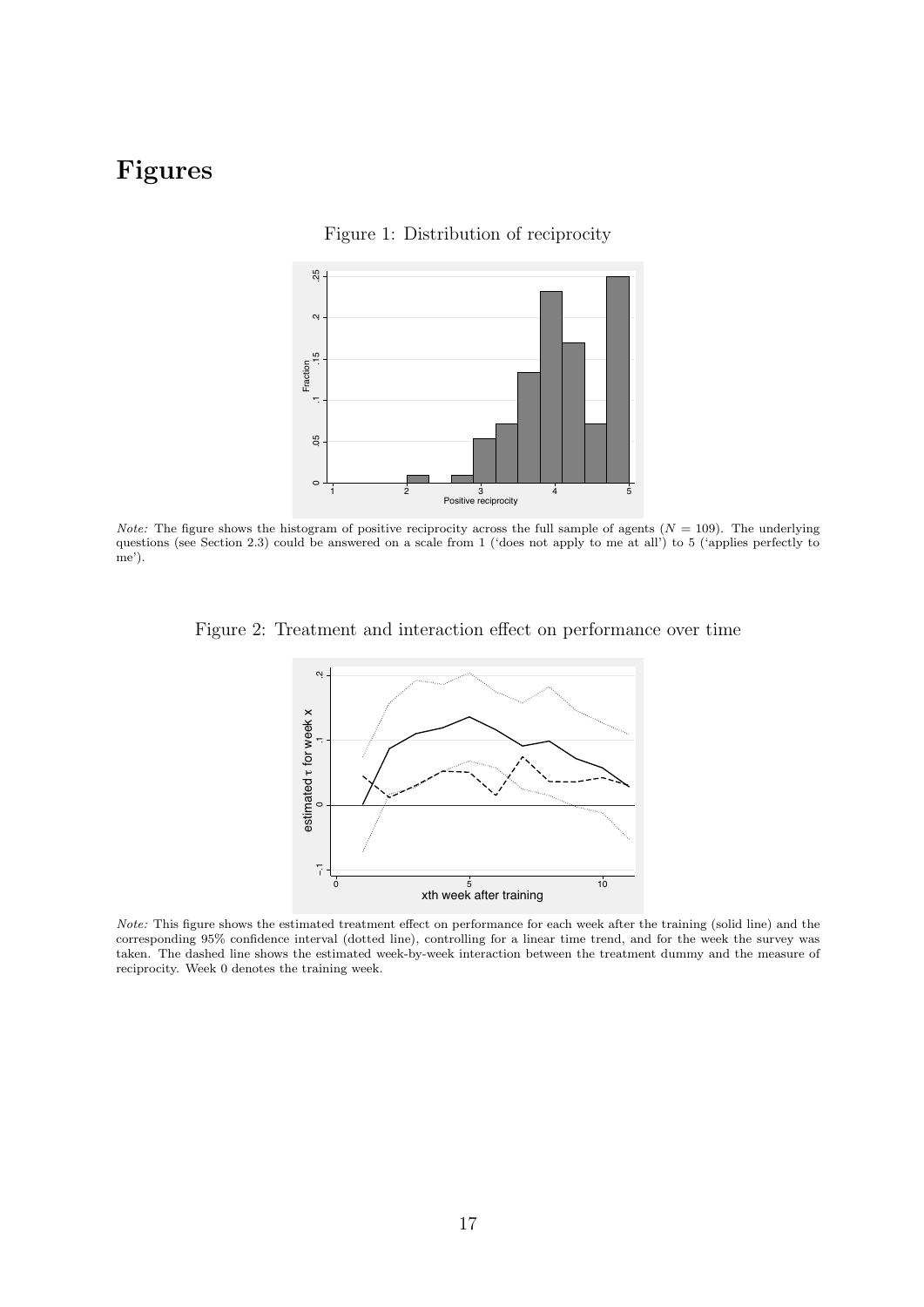# Figures

Figure 1: Distribution of reciprocity

*Note:* The figure shows the histogram of positive reciprocity across the full sample of agents ($N = 109$). The underlying questions (see Section 2.3) could be answered on a scale from 1 ('does not apply to me at all') to 5 ('applies perfectly to me').

Figure 2: Treatment and interaction effect on performance over time

*Note:* This figure shows the estimated treatment effect on performance for each week after the training (solid line) and the corresponding 95% confidence interval (dotted line), controlling for a linear time trend, and for the week the survey was taken. The dashed line shows the estimated week-by-week interaction between the treatment dummy and the measure of reciprocity. Week 0 denotes the training week.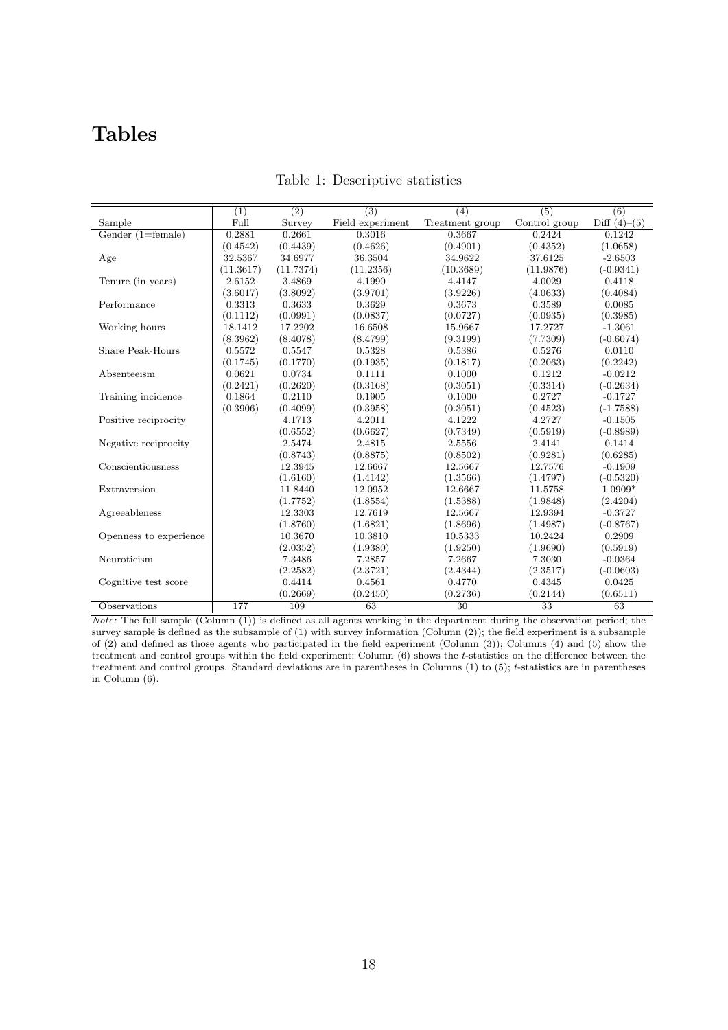# Tables

Table 1: Descriptive statistics

| | (1) | (2) | (3) | (4) | (5) | (6) |
|---|---|---|---|---|---|---|
| Sample | Full | Survey | Field experiment | Treatment group | Control group | Diff (4)–(5) |
| Gender (1=female) | 0.2881 | 0.2661 | 0.3016 | 0.3667 | 0.2424 | 0.1242 |
| | (0.4542) | (0.4439) | (0.4626) | (0.4901) | (0.4352) | (1.0658) |
| Age | 32.5367 | 34.6977 | 36.3504 | 34.9622 | 37.6125 | -2.6503 |
| | (11.3617) | (11.7374) | (11.2356) | (10.3689) | (11.9876) | (-0.9341) |
| Tenure (in years) | 2.6152 | 3.4869 | 4.1990 | 4.4147 | 4.0029 | 0.4118 |
| | (3.6017) | (3.8092) | (3.9701) | (3.9226) | (4.0633) | (0.4084) |
| Performance | 0.3313 | 0.3633 | 0.3629 | 0.3673 | 0.3589 | 0.0085 |
| | (0.1112) | (0.0991) | (0.0837) | (0.0727) | (0.0935) | (0.3985) |
| Working hours | 18.1412 | 17.2202 | 16.6508 | 15.9667 | 17.2727 | -1.3061 |
| | (8.3962) | (8.4078) | (8.4799) | (9.3199) | (7.7309) | (-0.6074) |
| Share Peak-Hours | 0.5572 | 0.5547 | 0.5328 | 0.5386 | 0.5276 | 0.0110 |
| | (0.1745) | (0.1770) | (0.1935) | (0.1817) | (0.2063) | (0.2242) |
| Absenteeism | 0.0621 | 0.0734 | 0.1111 | 0.1000 | 0.1212 | -0.0212 |
| | (0.2421) | (0.2620) | (0.3168) | (0.3051) | (0.3314) | (-0.2634) |
| Training incidence | 0.1864 | 0.2110 | 0.1905 | 0.1000 | 0.2727 | -0.1727 |
| | (0.3906) | (0.4099) | (0.3958) | (0.3051) | (0.4523) | (-1.7588) |
| Positive reciprocity | | 4.1713 | 4.2011 | 4.1222 | 4.2727 | -0.1505 |
| | | (0.6552) | (0.6627) | (0.7349) | (0.5919) | (-0.8989) |
| Negative reciprocity | | 2.5474 | 2.4815 | 2.5556 | 2.4141 | 0.1414 |
| | | (0.8743) | (0.8875) | (0.8502) | (0.9281) | (0.6285) |
| Conscientiousness | | 12.3945 | 12.6667 | 12.5667 | 12.7576 | -0.1909 |
| | | (1.6160) | (1.4142) | (1.3566) | (1.4797) | (-0.5320) |
| Extraversion | | 11.8440 | 12.0952 | 12.6667 | 11.5758 | 1.0909* |
| | | (1.7752) | (1.8554) | (1.5388) | (1.9848) | (2.4204) |
| Agreeableness | | 12.3303 | 12.7619 | 12.5667 | 12.9394 | -0.3727 |
| | | (1.8760) | (1.6821) | (1.8696) | (1.4987) | (-0.8767) |
| Openness to experience | | 10.3670 | 10.3810 | 10.5333 | 10.2424 | 0.2909 |
| | | (2.0352) | (1.9380) | (1.9250) | (1.9690) | (0.5919) |
| Neuroticism | | 7.3486 | 7.2857 | 7.2667 | 7.3030 | -0.0364 |
| | | (2.2582) | (2.3721) | (2.4344) | (2.3517) | (-0.0603) |
| Cognitive test score | | 0.4414 | 0.4561 | 0.4770 | 0.4345 | 0.0425 |
| | | (0.2669) | (0.2450) | (0.2736) | (0.2144) | (0.6511) |
| Observations | 177 | 109 | 63 | 30 | 33 | 63 |

*Note:* The full sample (Column (1)) is defined as all agents working in the department during the observation period; the survey sample is defined as the subsample of (1) with survey information (Column (2)); the field experiment is a subsample of (2) and defined as those agents who participated in the field experiment (Column (3)); Columns (4) and (5) show the treatment and control groups within the field experiment; Column (6) shows the $t$-statistics on the difference between the treatment and control groups. Standard deviations are in parentheses in Columns (1) to (5); $t$-statistics are in parentheses in Column (6).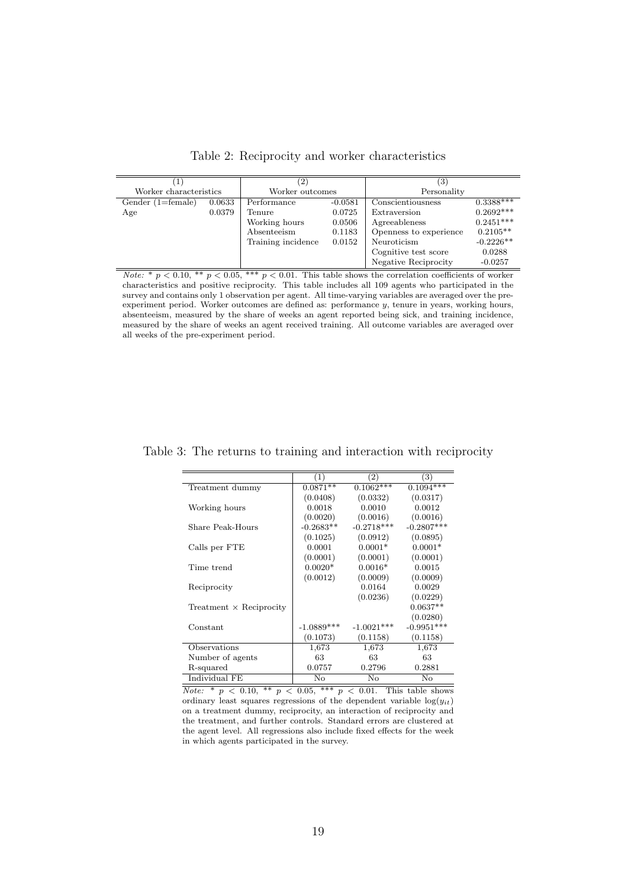Table 2: Reciprocity and worker characteristics

| (1) | | (2) | | (3) | |
|---|---|---|---|---|---|
| Worker characteristics | | Worker outcomes | | Personality | |
| Gender (1=female) | 0.0633 | Performance | -0.0581 | Conscientiousness | 0.3388*** |
| Age | 0.0379 | Tenure | 0.0725 | Extraversion | 0.2692*** |
| | | Working hours | 0.0506 | Agreeableness | 0.2451*** |
| | | Absenteeism | 0.1183 | Openness to experience | 0.2105** |
| | | Training incidence | 0.0152 | Neuroticism | -0.2226** |
| | | | | Cognitive test score | 0.0288 |
| | | | | Negative Reciprocity | -0.0257 |

*Note:* * $p < 0.10$, ** $p < 0.05$, *** $p < 0.01$. This table shows the correlation coefficients of worker characteristics and positive reciprocity. This table includes all 109 agents who participated in the survey and contains only 1 observation per agent. All time-varying variables are averaged over the pre-experiment period. Worker outcomes are defined as: performance $y$, tenure in years, working hours, absenteeism, measured by the share of weeks an agent reported being sick, and training incidence, measured by the share of weeks an agent received training. All outcome variables are averaged over all weeks of the pre-experiment period.

Table 3: The returns to training and interaction with reciprocity

| | (1) | (2) | (3) |
|---|---|---|---|
| Treatment dummy | 0.0871** | 0.1062*** | 0.1094*** |
| | (0.0408) | (0.0332) | (0.0317) |
| Working hours | 0.0018 | 0.0010 | 0.0012 |
| | (0.0020) | (0.0016) | (0.0016) |
| Share Peak-Hours | -0.2683** | -0.2718*** | -0.2807*** |
| | (0.1025) | (0.0912) | (0.0895) |
| Calls per FTE | 0.0001 | 0.0001* | 0.0001* |
| | (0.0001) | (0.0001) | (0.0001) |
| Time trend | 0.0020* | 0.0016* | 0.0015 |
| | (0.0012) | (0.0009) | (0.0009) |
| Reciprocity | | 0.0164 | 0.0029 |
| | | (0.0236) | (0.0229) |
| Treatment × Reciprocity | | | 0.0637** |
| | | | (0.0280) |
| Constant | -1.0889*** | -1.0021*** | -0.9951*** |
| | (0.1073) | (0.1158) | (0.1158) |
| Observations | 1,673 | 1,673 | 1,673 |
| Number of agents | 63 | 63 | 63 |
| R-squared | 0.0757 | 0.2796 | 0.2881 |
| Individual FE | No | No | No |

*Note:* * $p < 0.10$, ** $p < 0.05$, *** $p < 0.01$. This table shows ordinary least squares regressions of the dependent variable $\log(y_{it})$ on a treatment dummy, reciprocity, an interaction of reciprocity and the treatment, and further controls. Standard errors are clustered at the agent level. All regressions also include fixed effects for the week in which agents participated in the survey.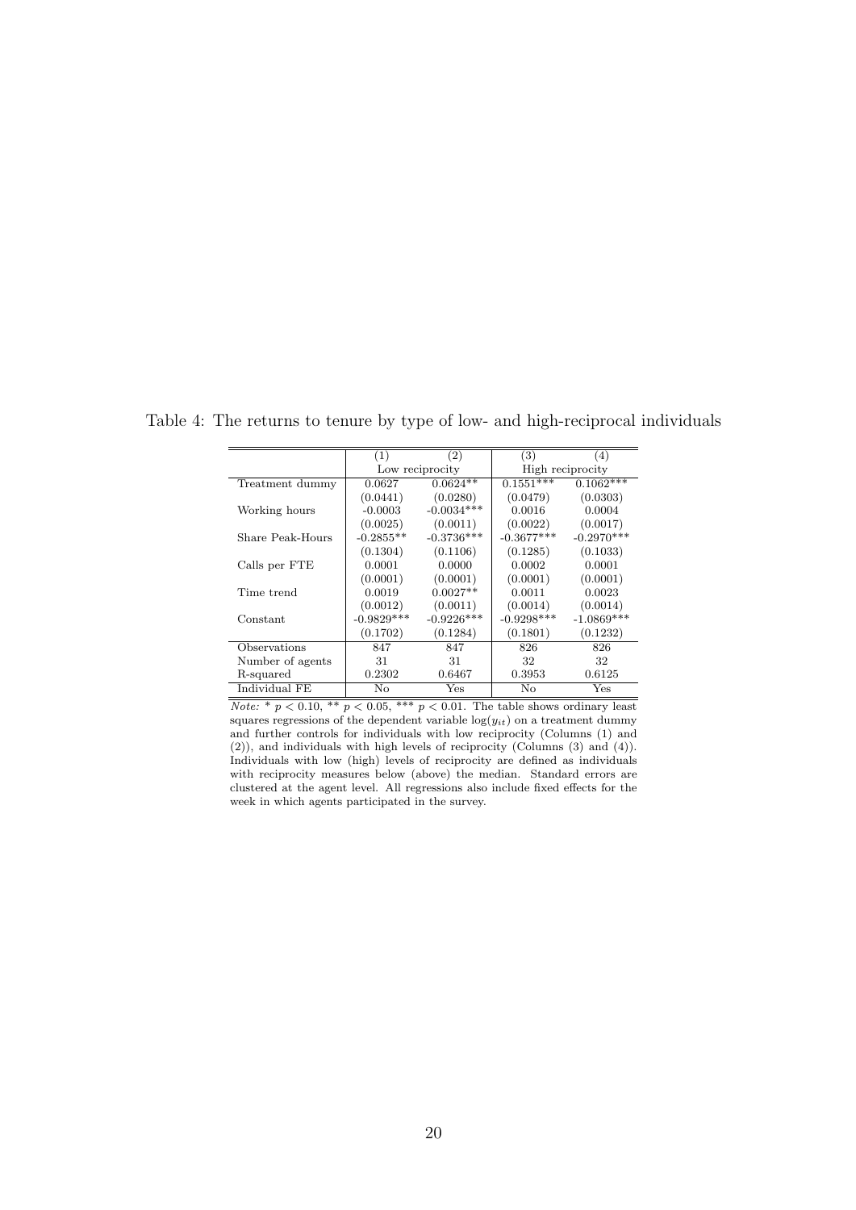Table 4: The returns to tenure by type of low- and high-reciprocal individuals

| | (1) | (2) | (3) | (4) |
|---|---|---|---|---|
| | Low reciprocity | | High reciprocity | |
| Treatment dummy | 0.0627 | 0.0624** | 0.1551*** | 0.1062*** |
| | (0.0441) | (0.0280) | (0.0479) | (0.0303) |
| Working hours | -0.0003 | -0.0034*** | 0.0016 | 0.0004 |
| | (0.0025) | (0.0011) | (0.0022) | (0.0017) |
| Share Peak-Hours | -0.2855** | -0.3736*** | -0.3677*** | -0.2970*** |
| | (0.1304) | (0.1106) | (0.1285) | (0.1033) |
| Calls per FTE | 0.0001 | 0.0000 | 0.0002 | 0.0001 |
| | (0.0001) | (0.0001) | (0.0001) | (0.0001) |
| Time trend | 0.0019 | 0.0027** | 0.0011 | 0.0023 |
| | (0.0012) | (0.0011) | (0.0014) | (0.0014) |
| Constant | -0.9829*** | -0.9226*** | -0.9298*** | -1.0869*** |
| | (0.1702) | (0.1284) | (0.1801) | (0.1232) |
| Observations | 847 | 847 | 826 | 826 |
| Number of agents | 31 | 31 | 32 | 32 |
| R-squared | 0.2302 | 0.6467 | 0.3953 | 0.6125 |
| Individual FE | No | Yes | No | Yes |

*Note:* * $p < 0.10$, ** $p < 0.05$, *** $p < 0.01$. The table shows ordinary least squares regressions of the dependent variable $\log(y_{it})$ on a treatment dummy and further controls for individuals with low reciprocity (Columns (1) and (2)), and individuals with high levels of reciprocity (Columns (3) and (4)). Individuals with low (high) levels of reciprocity are defined as individuals with reciprocity measures below (above) the median. Standard errors are clustered at the agent level. All regressions also include fixed effects for the week in which agents participated in the survey.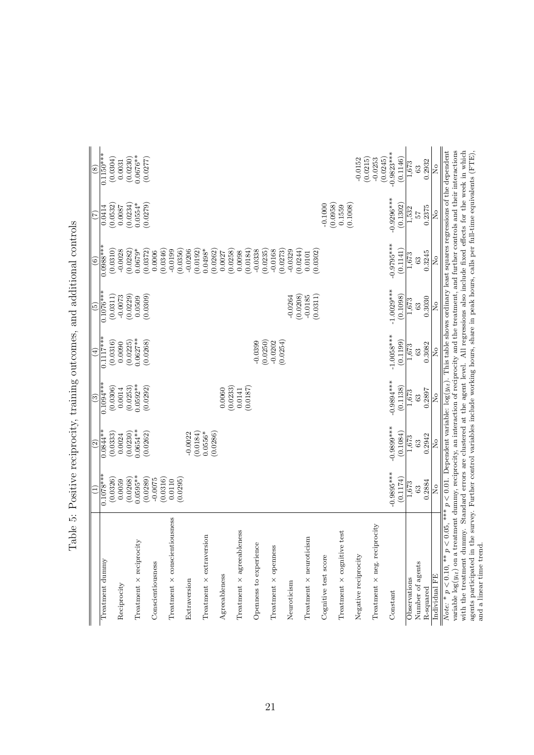Table 5: Positive reciprocity, training outcomes, and additional controls

| | (1) | (2) | (3) | (4) | (5) | (6) | (7) | (8) |
|---|---|---|---|---|---|---|---|---|
| Treatment dummy | 0.1078*** | 0.0844** | 0.1094*** | 0.1117*** | 0.1076*** | 0.0988*** | 0.0414 | 0.1150*** |
| | (0.0326) | (0.0333) | (0.0306) | (0.0316) | (0.0311) | (0.0310) | (0.0532) | (0.0304) |
| Reciprocity | 0.0059 | 0.0024 | 0.0014 | 0.0090 | -0.0073 | -0.0028 | 0.0087 | 0.0031 |
| | (0.0268) | (0.0230) | (0.0253) | (0.0225) | (0.0229) | (0.0282) | (0.0234) | (0.0230) |
| Treatment × reciprocity | 0.0595** | 0.0654** | 0.0592** | 0.0627** | 0.0509 | 0.0679* | 0.0554* | 0.0676** |
| | (0.0289) | (0.0262) | (0.0292) | (0.0268) | (0.0309) | (0.0372) | (0.0279) | (0.0277) |
| Conscientiousness | -0.0075 | | | | | 0.0006 | | |
| | (0.0316) | | | | | (0.0346) | | |
| Treatment × conscientiousness | 0.0110 | | | | | -0.0199 | | |
| | (0.0295) | | | | | (0.0356) | | |
| Extraversion | | -0.0022 | | | | -0.0206 | | |
| | | (0.0184) | | | | (0.0192) | | |
| Treatment × extraversion | | 0.0556* | | | | 0.0498* | | |
| | | (0.0286) | | | | (0.0262) | | |
| Agreeableness | | | 0.0060 | | | 0.0027 | | |
| | | | (0.0233) | | | (0.0258) | | |
| Treatment × agreeableness | | | 0.0141 | | | 0.0098 | | |
| | | | (0.0187) | | | (0.0184) | | |
| Openness to experience | | | | -0.0399 | | -0.0338 | | |
| | | | | (0.0250) | | (0.0235) | | |
| Treatment × openness | | | | -0.0202 | | -0.0168 | | |
| | | | | (0.0254) | | (0.0273) | | |
| Neuroticism | | | | | -0.0264 | -0.0329 | | |
| | | | | | (0.0208) | (0.0244) | | |
| Treatment × neuroticism | | | | | -0.0185 | 0.0101 | | |
| | | | | | (0.0311) | (0.0302) | | |
| Cognitive test score | | | | | | | -0.1000 | |
| | | | | | | | (0.0958) | |
| Treatment × cognitive test | | | | | | | 0.1559 | |
| | | | | | | | (0.1008) | |
| Negative reciprocity | | | | | | | | -0.0152 |
| | | | | | | | | (0.0215) |
| Treatment × neg. reciprocity | | | | | | | | -0.0253 |
| | | | | | | | | (0.0245) |
| Constant | -0.9895*** | -0.9899*** | -0.9894*** | -1.0058*** | -1.0029*** | -0.9795*** | -0.9296*** | -0.9823*** |
| | (0.1174) | (0.1084) | (0.1138) | (0.1199) | (0.1098) | (0.1141) | (0.1302) | (0.1146) |
| Observations | 1,673 | 1,673 | 1,673 | 1,673 | 1,673 | 1,673 | 1,532 | 1,673 |
| Number of agents | 63 | 63 | 63 | 63 | 63 | 63 | 57 | 63 |
| R-squared | 0.2884 | 0.2942 | 0.2897 | 0.3082 | 0.3030 | 0.3245 | 0.2375 | 0.2932 |
| Individual FE | No | No | No | No | No | No | No | No |

*Note:* * $p < 0.10$, ** $p < 0.05$, *** $p < 0.01$. Dependent variable: $\log(y_{it})$. This table shows ordinary least squares regressions of the dependent variable $\log(y_{it})$ on a treatment dummy, reciprocity, an interaction of reciprocity and the treatment, and further controls and their interactions with the treatment dummy. Standard errors are clustered at the agent level. All regressions also include fixed effects for the week in which agents participated in the survey. Further control variables include working hours, share in peak hours, calls per full-time equivalents (FTE), and a linear time trend.